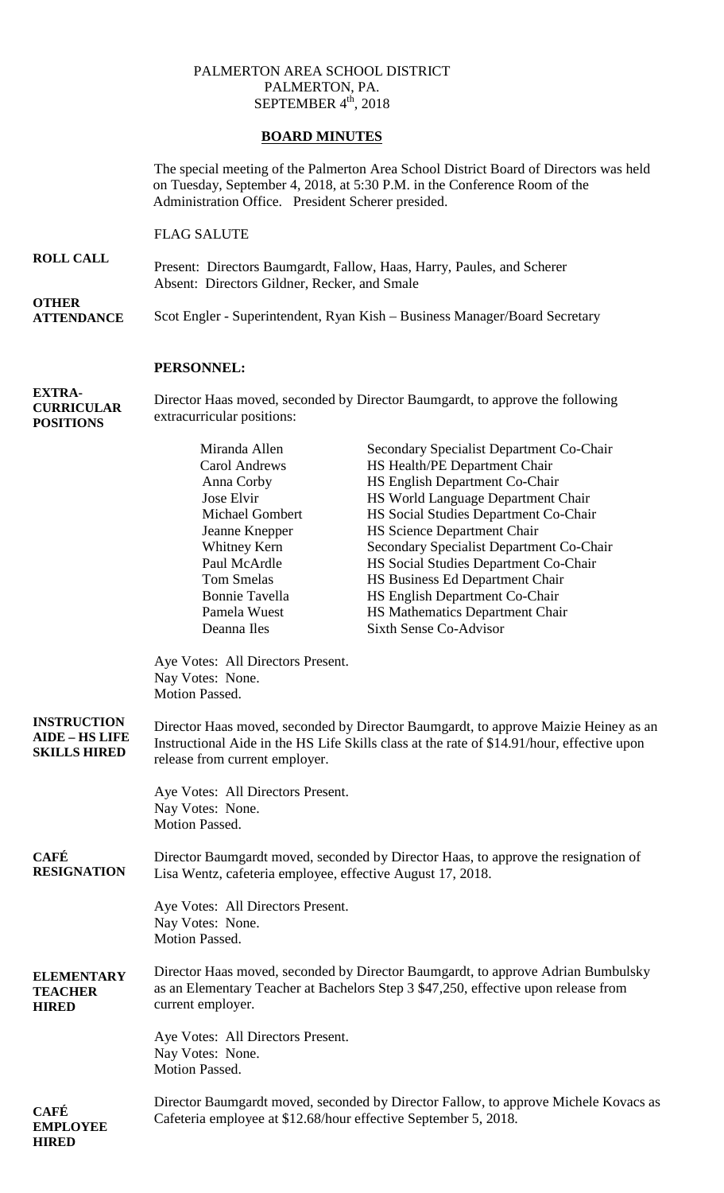PALMERTON AREA SCHOOL DISTRICT
PALMERTON, PA.
SEPTEMBER 4th, 2018

## BOARD MINUTES

The special meeting of the Palmerton Area School District Board of Directors was held on Tuesday, September 4, 2018, at 5:30 P.M. in the Conference Room of the Administration Office. President Scherer presided.

FLAG SALUTE

**ROLL CALL**

Present: Directors Baumgardt, Fallow, Haas, Harry, Paules, and Scherer
Absent: Directors Gildner, Recker, and Smale

**OTHER ATTENDANCE**

Scot Engler - Superintendent, Ryan Kish – Business Manager/Board Secretary

### PERSONNEL:

**EXTRA-CURRICULAR POSITIONS**

Director Haas moved, seconded by Director Baumgardt, to approve the following extracurricular positions:

| | |
|---|---|
| Miranda Allen | Secondary Specialist Department Co-Chair |
| Carol Andrews | HS Health/PE Department Chair |
| Anna Corby | HS English Department Co-Chair |
| Jose Elvir | HS World Language Department Chair |
| Michael Gombert | HS Social Studies Department Co-Chair |
| Jeanne Knepper | HS Science Department Chair |
| Whitney Kern | Secondary Specialist Department Co-Chair |
| Paul McArdle | HS Social Studies Department Co-Chair |
| Tom Smelas | HS Business Ed Department Chair |
| Bonnie Tavella | HS English Department Co-Chair |
| Pamela Wuest | HS Mathematics Department Chair |
| Deanna Iles | Sixth Sense Co-Advisor |

Aye Votes: All Directors Present.
Nay Votes: None.
Motion Passed.

**INSTRUCTION AIDE – HS LIFE SKILLS HIRED**

Director Haas moved, seconded by Director Baumgardt, to approve Maizie Heiney as an Instructional Aide in the HS Life Skills class at the rate of $14.91/hour, effective upon release from current employer.

Aye Votes: All Directors Present.
Nay Votes: None.
Motion Passed.

**CAFÉ RESIGNATION**

Director Baumgardt moved, seconded by Director Haas, to approve the resignation of Lisa Wentz, cafeteria employee, effective August 17, 2018.

Aye Votes: All Directors Present.
Nay Votes: None.
Motion Passed.

**ELEMENTARY TEACHER HIRED**

Director Haas moved, seconded by Director Baumgardt, to approve Adrian Bumbulsky as an Elementary Teacher at Bachelors Step 3 $47,250, effective upon release from current employer.

Aye Votes: All Directors Present.
Nay Votes: None.
Motion Passed.

**CAFÉ EMPLOYEE HIRED**

Director Baumgardt moved, seconded by Director Fallow, to approve Michele Kovacs as Cafeteria employee at $12.68/hour effective September 5, 2018.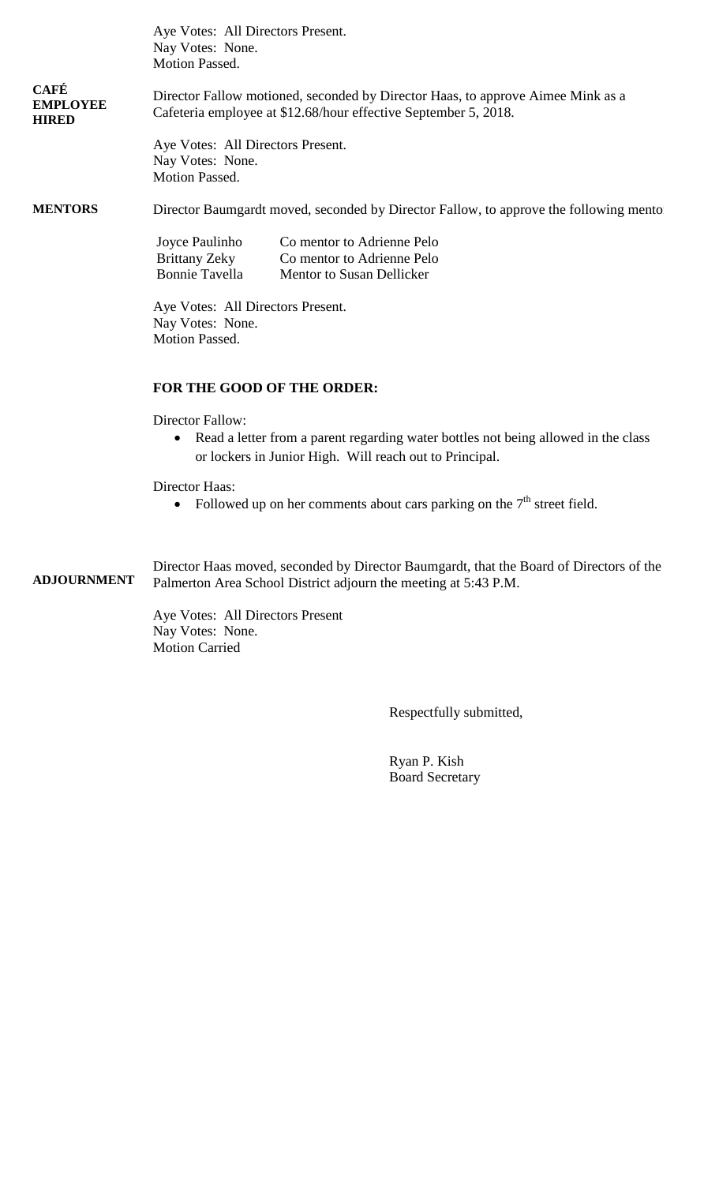Aye Votes: All Directors Present.
Nay Votes: None.
Motion Passed.

**CAFÉ EMPLOYEE HIRED**

Director Fallow motioned, seconded by Director Haas, to approve Aimee Mink as a Cafeteria employee at $12.68/hour effective September 5, 2018.

Aye Votes: All Directors Present.
Nay Votes: None.
Motion Passed.

**MENTORS**

Director Baumgardt moved, seconded by Director Fallow, to approve the following mento

| | |
|---|---|
| Joyce Paulinho | Co mentor to Adrienne Pelo |
| Brittany Zeky | Co mentor to Adrienne Pelo |
| Bonnie Tavella | Mentor to Susan Dellicker |

Aye Votes: All Directors Present.
Nay Votes: None.
Motion Passed.

**FOR THE GOOD OF THE ORDER:**

Director Fallow:

- Read a letter from a parent regarding water bottles not being allowed in the class or lockers in Junior High. Will reach out to Principal.

Director Haas:

- Followed up on her comments about cars parking on the 7th street field.

**ADJOURNMENT**

Director Haas moved, seconded by Director Baumgardt, that the Board of Directors of the Palmerton Area School District adjourn the meeting at 5:43 P.M.

Aye Votes: All Directors Present
Nay Votes: None.
Motion Carried

Respectfully submitted,

Ryan P. Kish
Board Secretary